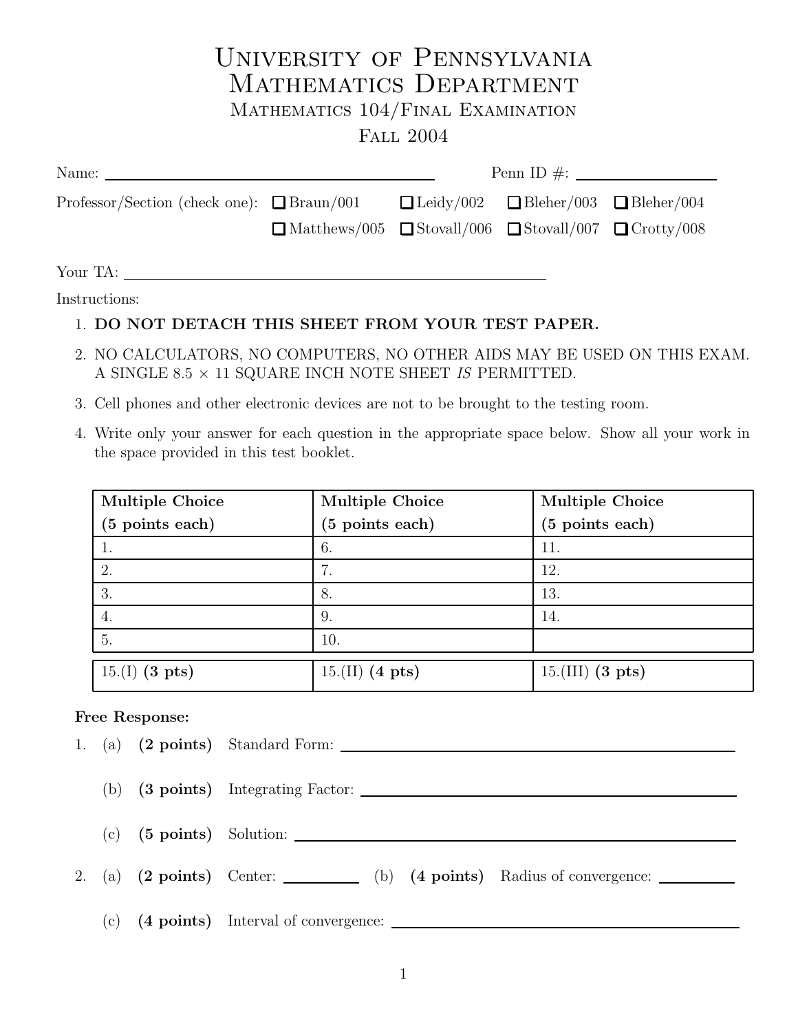# University of Pennsylvania
# Mathematics Department

## Mathematics 104/Final Examination

## Fall 2004

Name: ______________________________ Penn ID #: ______________

Professor/Section (check one): ☐ Braun/001 ☐ Leidy/002 ☐ Bleher/003 ☐ Bleher/004
☐ Matthews/005 ☐ Stovall/006 ☐ Stovall/007 ☐ Crotty/008

Your TA: ______________________________

Instructions:

1. **DO NOT DETACH THIS SHEET FROM YOUR TEST PAPER.**
2. NO CALCULATORS, NO COMPUTERS, NO OTHER AIDS MAY BE USED ON THIS EXAM. A SINGLE $8.5 \times 11$ SQUARE INCH NOTE SHEET *IS* PERMITTED.
3. Cell phones and other electronic devices are not to be brought to the testing room.
4. Write only your answer for each question in the appropriate space below. Show all your work in the space provided in this test booklet.

| **Multiple Choice (5 points each)** | **Multiple Choice (5 points each)** | **Multiple Choice (5 points each)** |
|---|---|---|
| 1. | 6. | 11. |
| 2. | 7. | 12. |
| 3. | 8. | 13. |
| 4. | 9. | 14. |
| 5. | 10. | |
| 15.(I) **(3 pts)** | 15.(II) **(4 pts)** | 15.(III) **(3 pts)** |

**Free Response:**

1. (a) **(2 points)** Standard Form: ______________________________

   (b) **(3 points)** Integrating Factor: ______________________________

   (c) **(5 points)** Solution: ______________________________

2. (a) **(2 points)** Center: __________ (b) **(4 points)** Radius of convergence: __________

   (c) **(4 points)** Interval of convergence: ______________________________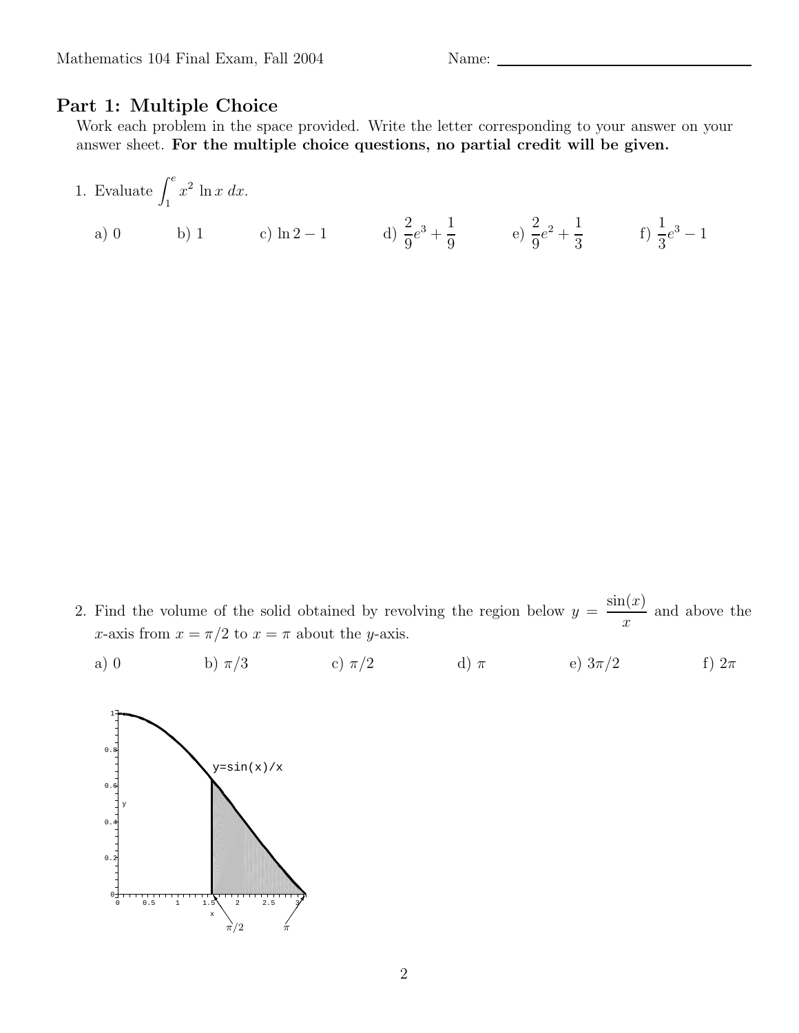## Part 1: Multiple Choice

Work each problem in the space provided. Write the letter corresponding to your answer on your answer sheet. **For the multiple choice questions, no partial credit will be given.**

1. Evaluate $\int_1^e x^2 \ln x \, dx$.

   a) 0 b) 1 c) $\ln 2 - 1$ d) $\frac{2}{9}e^3 + \frac{1}{9}$ e) $\frac{2}{9}e^2 + \frac{1}{3}$ f) $\frac{1}{3}e^3 - 1$

2. Find the volume of the solid obtained by revolving the region below $y = \dfrac{\sin(x)}{x}$ and above the $x$-axis from $x = \pi/2$ to $x = \pi$ about the $y$-axis.

   a) 0 b) $\pi/3$ c) $\pi/2$ d) $\pi$ e) $3\pi/2$ f) $2\pi$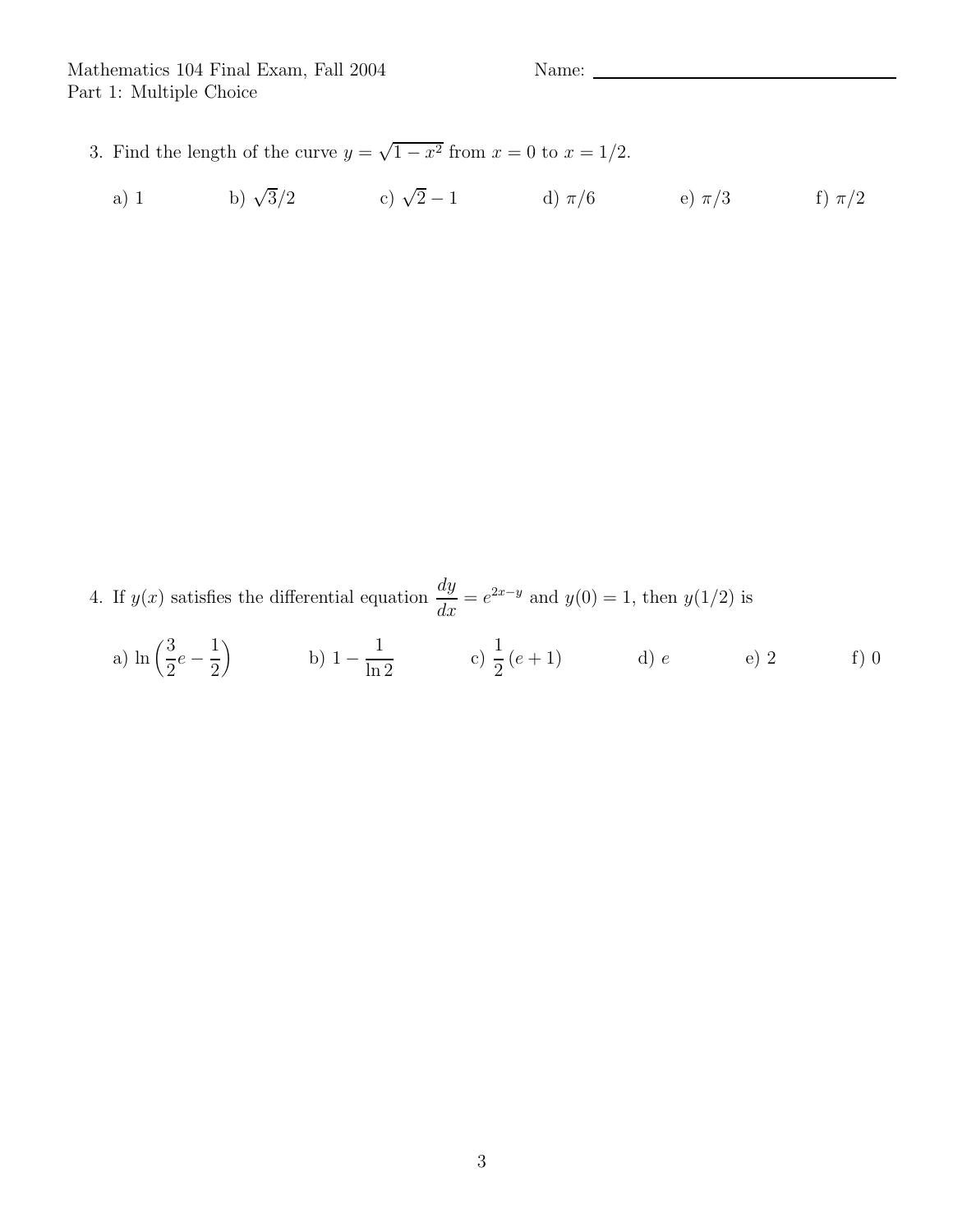Mathematics 104 Final Exam, Fall 2004 Name: ____________________

Part 1: Multiple Choice

3. Find the length of the curve $y = \sqrt{1 - x^2}$ from $x = 0$ to $x = 1/2$.

   a) 1 b) $\sqrt{3}/2$ c) $\sqrt{2} - 1$ d) $\pi/6$ e) $\pi/3$ f) $\pi/2$

4. If $y(x)$ satisfies the differential equation $\dfrac{dy}{dx} = e^{2x-y}$ and $y(0) = 1$, then $y(1/2)$ is

   a) $\ln\left(\dfrac{3}{2}e - \dfrac{1}{2}\right)$ b) $1 - \dfrac{1}{\ln 2}$ c) $\dfrac{1}{2}(e + 1)$ d) $e$ e) 2 f) 0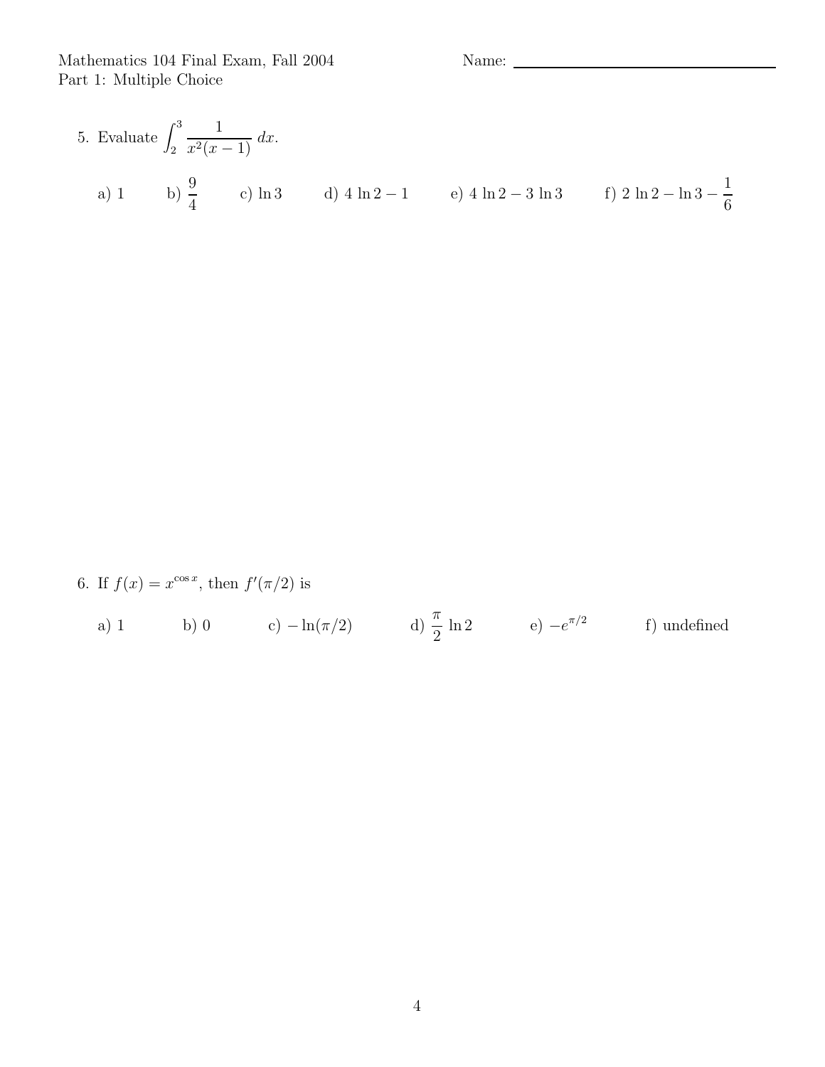Mathematics 104 Final Exam, Fall 2004 Name: ______________________

Part 1: Multiple Choice

5. Evaluate $\displaystyle\int_2^3 \frac{1}{x^2(x-1)}\,dx$.

   a) 1  b) $\dfrac{9}{4}$  c) $\ln 3$  d) $4\ln 2 - 1$  e) $4\ln 2 - 3\ln 3$  f) $2\ln 2 - \ln 3 - \dfrac{1}{6}$

6. If $f(x) = x^{\cos x}$, then $f'(\pi/2)$ is

   a) 1  b) 0  c) $-\ln(\pi/2)$  d) $\dfrac{\pi}{2}\ln 2$  e) $-e^{\pi/2}$  f) undefined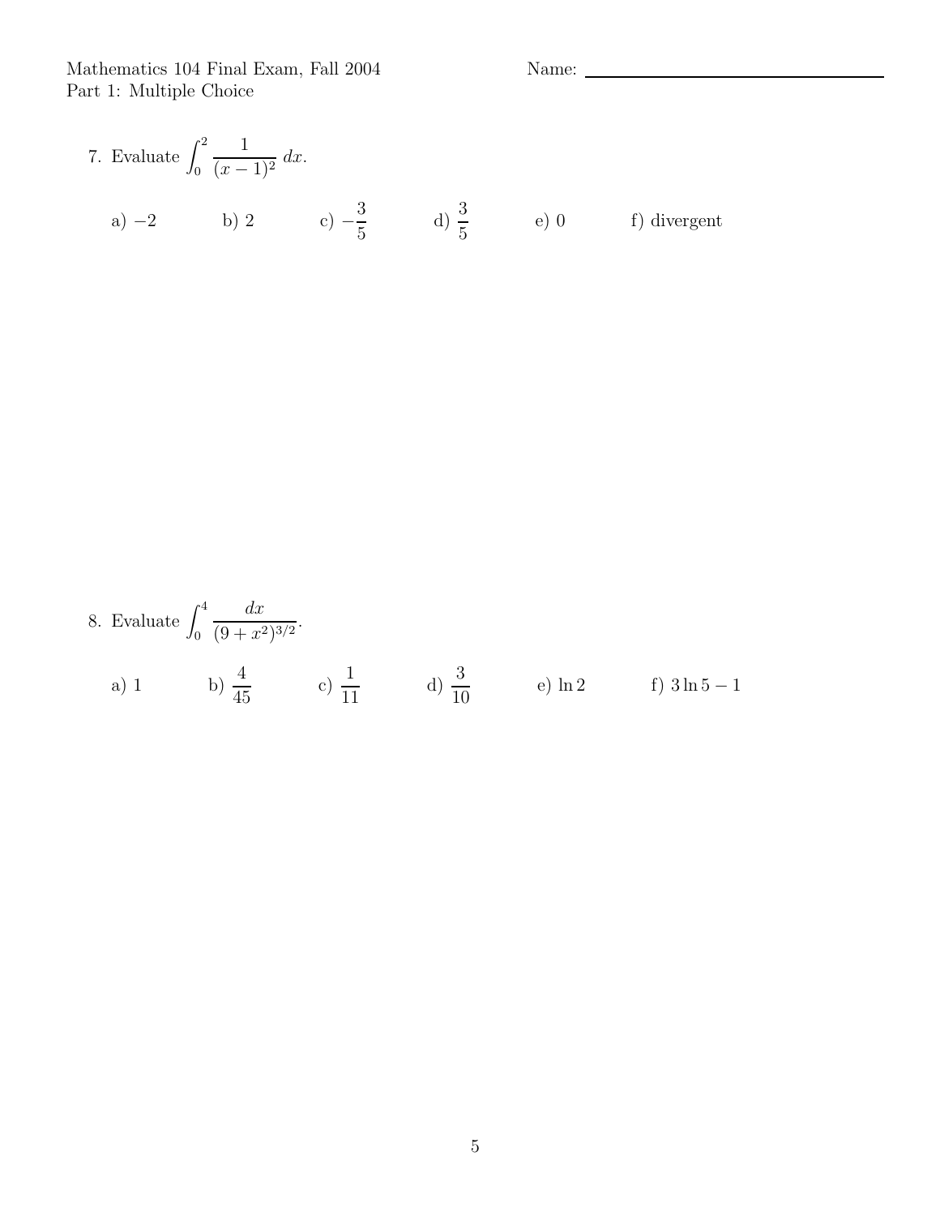Mathematics 104 Final Exam, Fall 2004 Name: \_\_\_\_\_\_\_\_\_\_\_\_\_\_\_\_

Part 1: Multiple Choice

7. Evaluate $\displaystyle\int_0^2 \frac{1}{(x-1)^2}\,dx$.

   a) $-2$ b) $2$ c) $-\dfrac{3}{5}$ d) $\dfrac{3}{5}$ e) $0$ f) divergent

8. Evaluate $\displaystyle\int_0^4 \frac{dx}{(9+x^2)^{3/2}}$.

   a) $1$ b) $\dfrac{4}{45}$ c) $\dfrac{1}{11}$ d) $\dfrac{3}{10}$ e) $\ln 2$ f) $3\ln 5 - 1$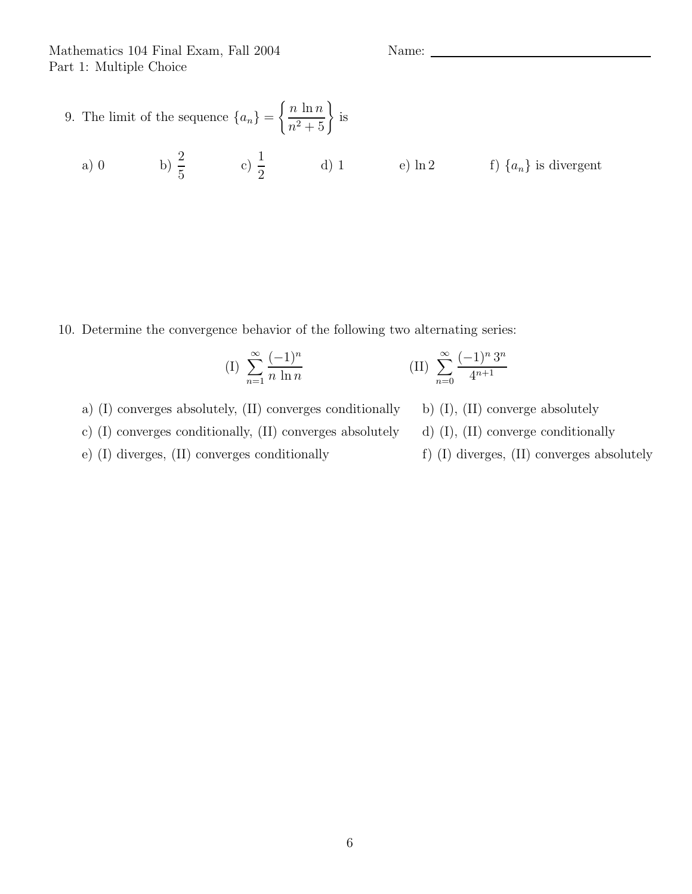Mathematics 104 Final Exam, Fall 2004 Name: ____________________

Part 1: Multiple Choice

9. The limit of the sequence $\{a_n\} = \left\{ \dfrac{n \ln n}{n^2 + 5} \right\}$ is

   a) $0$ b) $\dfrac{2}{5}$ c) $\dfrac{1}{2}$ d) $1$ e) $\ln 2$ f) $\{a_n\}$ is divergent

10. Determine the convergence behavior of the following two alternating series:

$$\text{(I)} \sum_{n=1}^{\infty} \frac{(-1)^n}{n \ln n} \qquad \qquad \text{(II)} \sum_{n=0}^{\infty} \frac{(-1)^n \, 3^n}{4^{n+1}}$$

   a) (I) converges absolutely, (II) converges conditionally
   
   b) (I), (II) converge absolutely
   
   c) (I) converges conditionally, (II) converges absolutely
   
   d) (I), (II) converge conditionally
   
   e) (I) diverges, (II) converges conditionally
   
   f) (I) diverges, (II) converges absolutely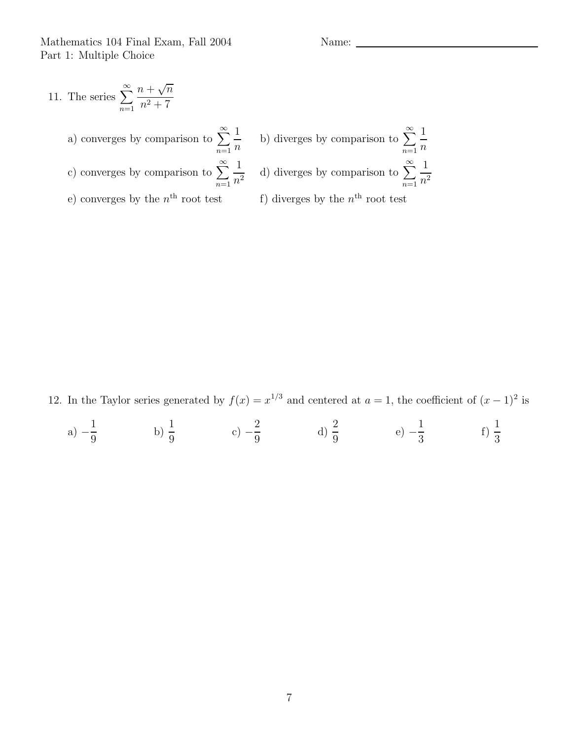Mathematics 104 Final Exam, Fall 2004
Part 1: Multiple Choice

Name: ______________________________

11. The series $\displaystyle\sum_{n=1}^{\infty} \frac{n+\sqrt{n}}{n^2+7}$

    a) converges by comparison to $\displaystyle\sum_{n=1}^{\infty} \frac{1}{n}$

    b) diverges by comparison to $\displaystyle\sum_{n=1}^{\infty} \frac{1}{n}$

    c) converges by comparison to $\displaystyle\sum_{n=1}^{\infty} \frac{1}{n^2}$

    d) diverges by comparison to $\displaystyle\sum_{n=1}^{\infty} \frac{1}{n^2}$

    e) converges by the $n^{\text{th}}$ root test

    f) diverges by the $n^{\text{th}}$ root test

12. In the Taylor series generated by $f(x) = x^{1/3}$ and centered at $a = 1$, the coefficient of $(x-1)^2$ is

    a) $-\frac{1}{9}$ b) $\frac{1}{9}$ c) $-\frac{2}{9}$ d) $\frac{2}{9}$ e) $-\frac{1}{3}$ f) $\frac{1}{3}$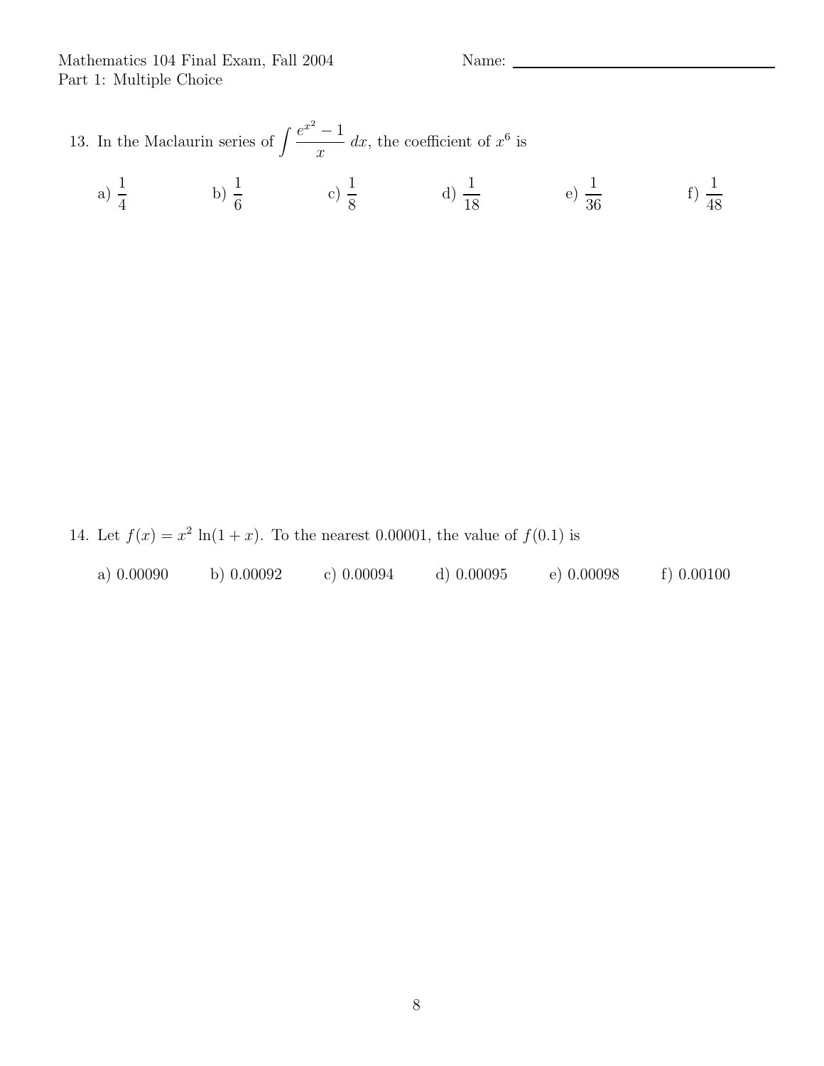Mathematics 104 Final Exam, Fall 2004 Name: ________________

Part 1: Multiple Choice

13. In the Maclaurin series of $\int \frac{e^{x^2}-1}{x}\,dx$, the coefficient of $x^6$ is

a) $\frac{1}{4}$ b) $\frac{1}{6}$ c) $\frac{1}{8}$ d) $\frac{1}{18}$ e) $\frac{1}{36}$ f) $\frac{1}{48}$

14. Let $f(x) = x^2 \ln(1+x)$. To the nearest 0.00001, the value of $f(0.1)$ is

a) 0.00090 b) 0.00092 c) 0.00094 d) 0.00095 e) 0.00098 f) 0.00100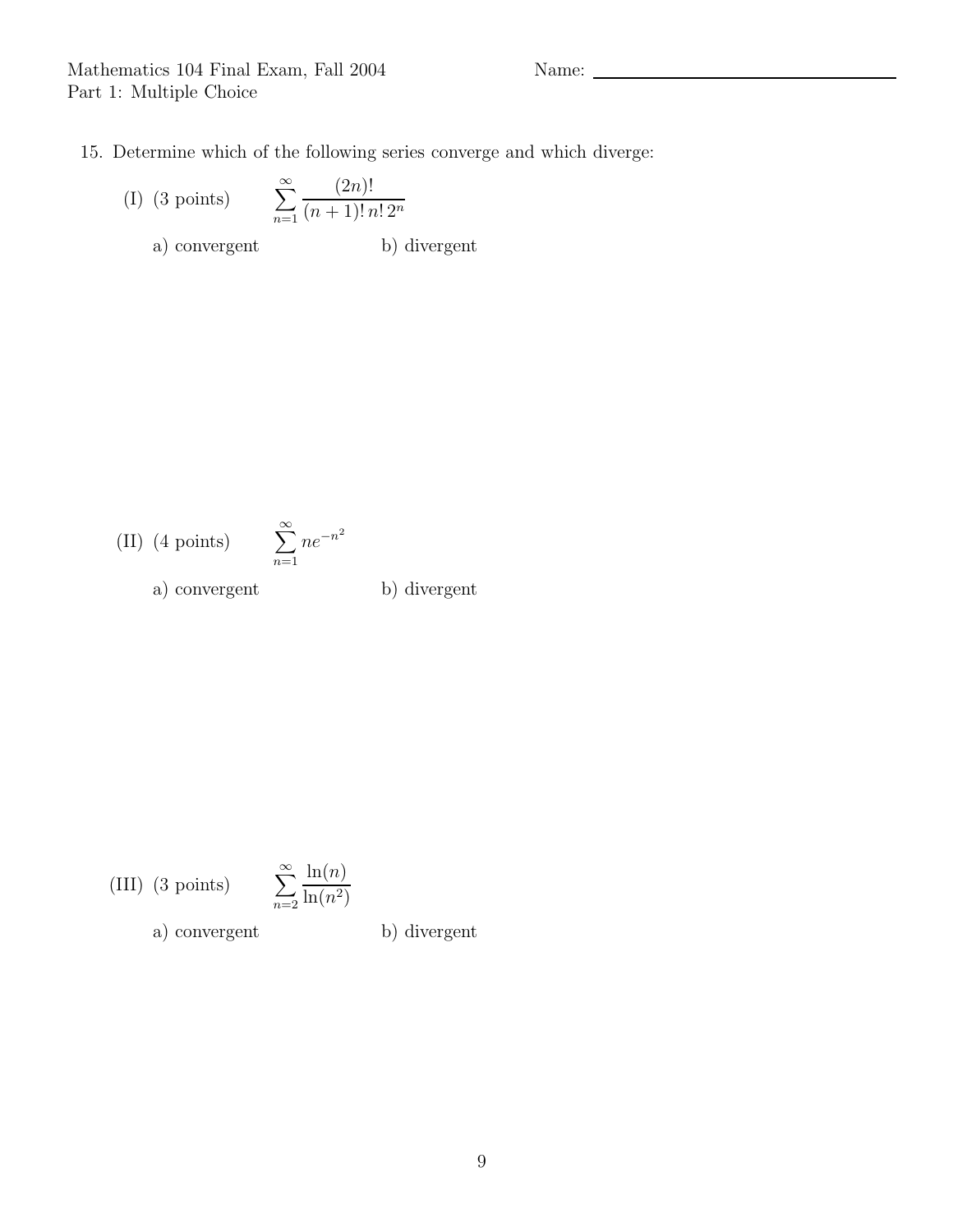Mathematics 104 Final Exam, Fall 2004
Part 1: Multiple Choice

Name: ______________________

15. Determine which of the following series converge and which diverge:

(I) (3 points) $$\sum_{n=1}^{\infty} \frac{(2n)!}{(n+1)!\, n!\, 2^n}$$

a) convergent b) divergent

(II) (4 points) $$\sum_{n=1}^{\infty} ne^{-n^2}$$

a) convergent b) divergent

(III) (3 points) $$\sum_{n=2}^{\infty} \frac{\ln(n)}{\ln(n^2)}$$

a) convergent b) divergent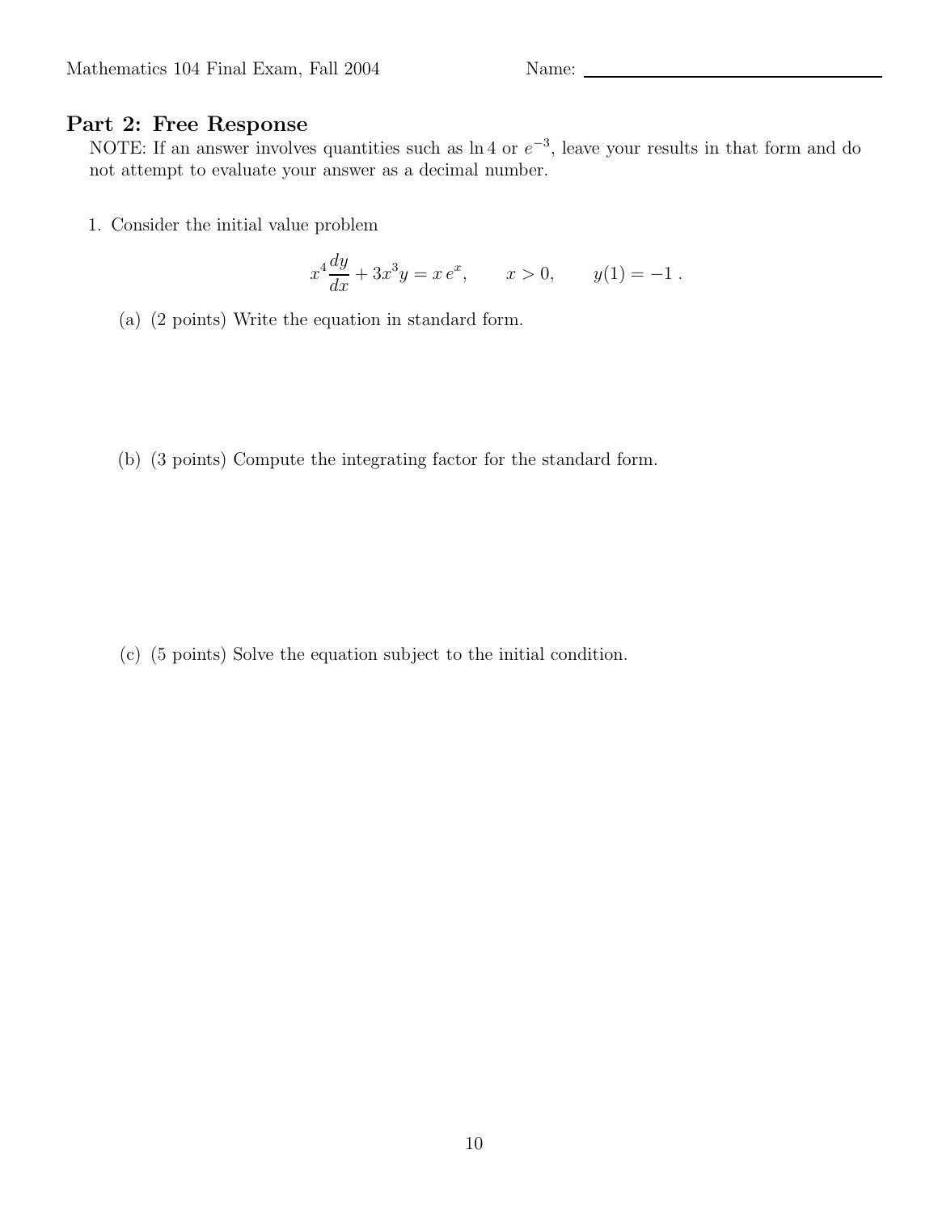## Part 2: Free Response

NOTE: If an answer involves quantities such as $\ln 4$ or $e^{-3}$, leave your results in that form and do not attempt to evaluate your answer as a decimal number.

1. Consider the initial value problem

$$x^4 \frac{dy}{dx} + 3x^3 y = x\, e^x, \qquad x > 0, \qquad y(1) = -1\ .$$

   (a) (2 points) Write the equation in standard form.

   (b) (3 points) Compute the integrating factor for the standard form.

   (c) (5 points) Solve the equation subject to the initial condition.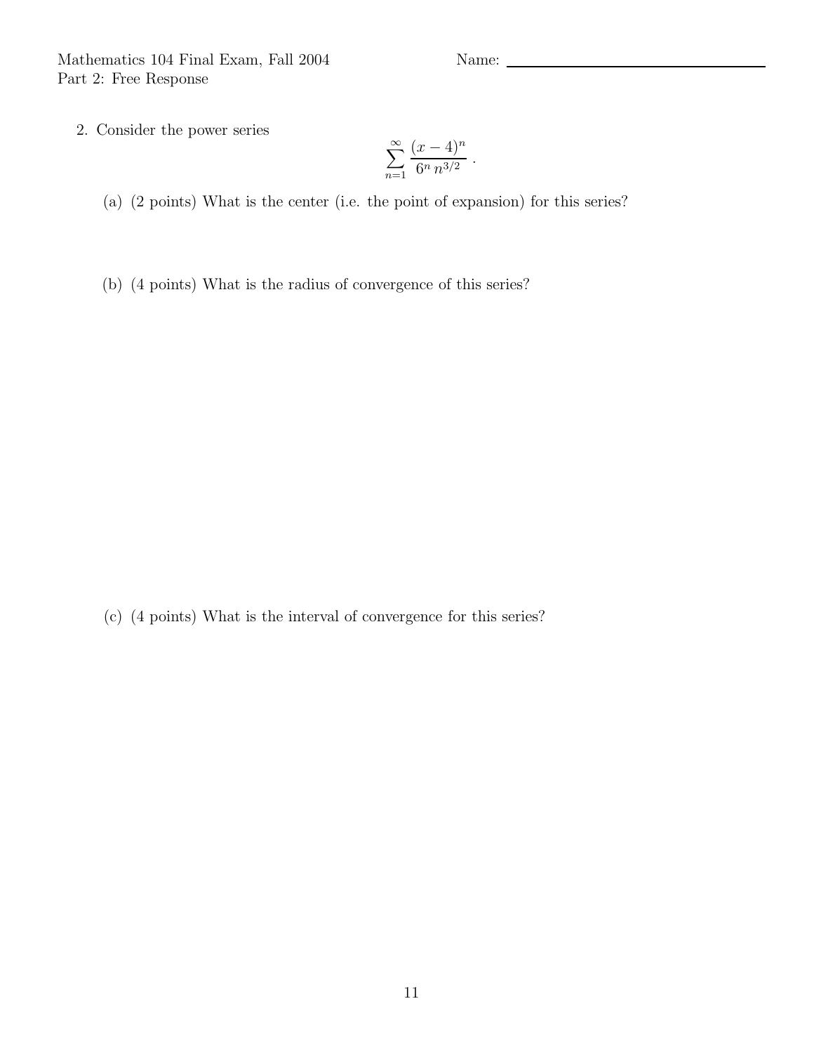Mathematics 104 Final Exam, Fall 2004

Part 2: Free Response

Name: ______________________

2. Consider the power series

$$\sum_{n=1}^{\infty} \frac{(x-4)^n}{6^n \, n^{3/2}} \, .$$

   (a) (2 points) What is the center (i.e. the point of expansion) for this series?

   (b) (4 points) What is the radius of convergence of this series?

   (c) (4 points) What is the interval of convergence for this series?